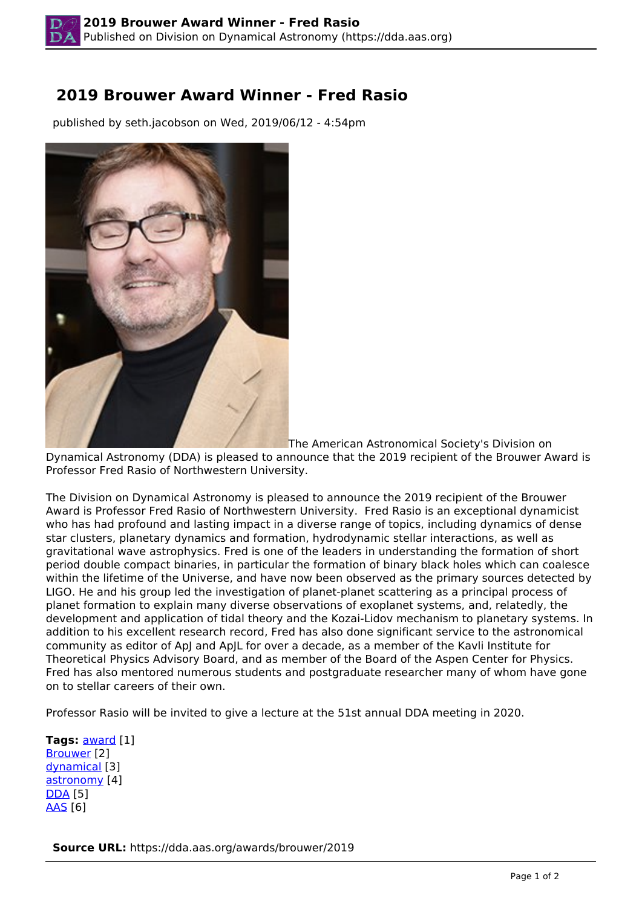# 2019 Brouwer Award Winner - Fred Rasio

published by seth.jacobson on Wed, 2019/06/12 - 4:54pm

The American Astronomical Society's Division on Dynamical Astronomy (DDA) is pleased to announce that the 2019 recipient of the Brouwer Award is Professor Fred Rasio of Northwestern University.

The Division on Dynamical Astronomy is pleased to announce the 2019 recipient of the Brouwer Award is Professor Fred Rasio of Northwestern University. Fred Rasio is an exceptional dynamicist who has had profound and lasting impact in a diverse range of topics, including dynamics of dense star clusters, planetary dynamics and formation, hydrodynamic stellar interactions, as well as gravitational wave astrophysics. Fred is one of the leaders in understanding the formation of short period double compact binaries, in particular the formation of binary black holes which can coalesce within the lifetime of the Universe, and have now been observed as the primary sources detected by LIGO. He and his group led the investigation of planet-planet scattering as a principal process of planet formation to explain many diverse observations of exoplanet systems, and, relatedly, the development and application of tidal theory and the Kozai-Lidov mechanism to planetary systems. In addition to his excellent research record, Fred has also done significant service to the astronomical community as editor of ApJ and ApJL for over a decade, as a member of the Kavli Institute for Theoretical Physics Advisory Board, and as member of the Board of the Aspen Center for Physics. Fred has also mentored numerous students and postgraduate researcher many of whom have gone on to stellar careers of their own.

Professor Rasio will be invited to give a lecture at the 51st annual DDA meeting in 2020.

**Tags:** award [1]
Brouwer [2]
dynamical [3]
astronomy [4]
DDA [5]
AAS [6]

**Source URL:** https://dda.aas.org/awards/brouwer/2019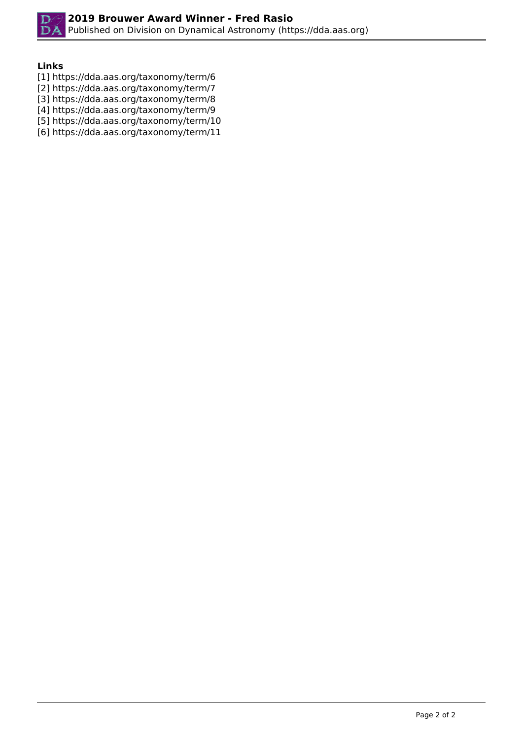**Links**

[1] https://dda.aas.org/taxonomy/term/6
[2] https://dda.aas.org/taxonomy/term/7
[3] https://dda.aas.org/taxonomy/term/8
[4] https://dda.aas.org/taxonomy/term/9
[5] https://dda.aas.org/taxonomy/term/10
[6] https://dda.aas.org/taxonomy/term/11